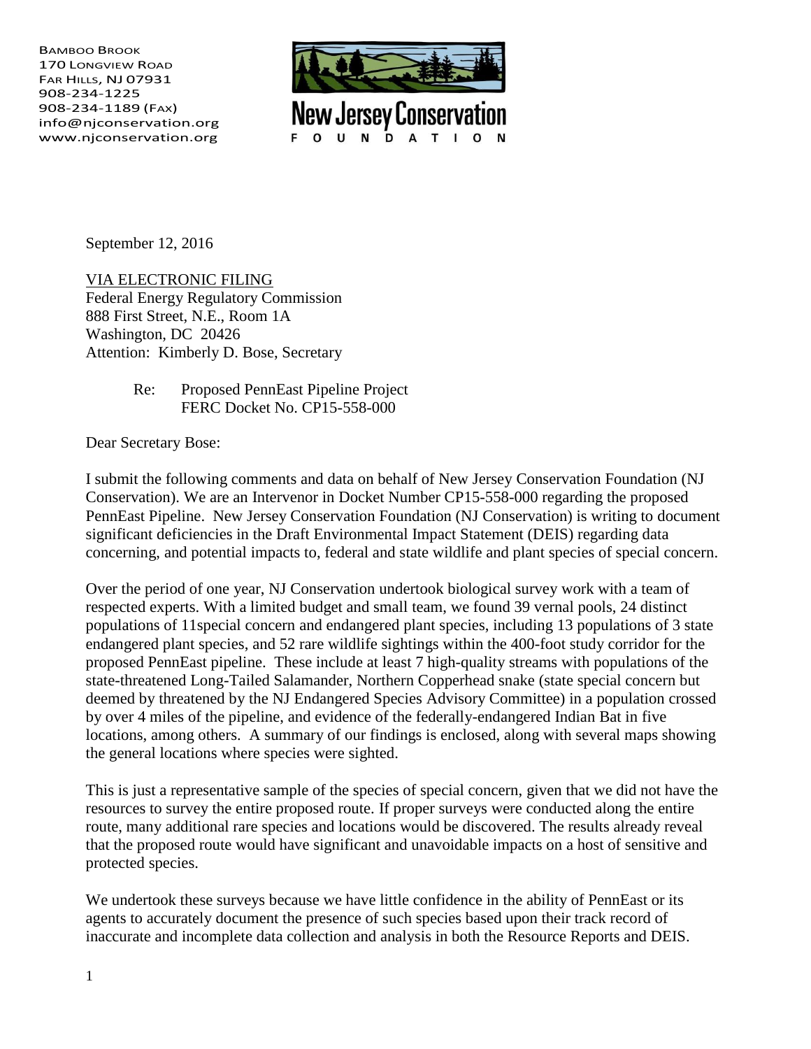BAMBOO BROOK
170 LONGVIEW ROAD
FAR HILLS, NJ 07931
908-234-1225
908-234-1189 (FAX)
info@njconservation.org
www.njconservation.org

New Jersey Conservation
FOUNDATION

September 12, 2016

VIA ELECTRONIC FILING
Federal Energy Regulatory Commission
888 First Street, N.E., Room 1A
Washington, DC 20426
Attention: Kimberly D. Bose, Secretary

Re: Proposed PennEast Pipeline Project
FERC Docket No. CP15-558-000

Dear Secretary Bose:

I submit the following comments and data on behalf of New Jersey Conservation Foundation (NJ Conservation). We are an Intervenor in Docket Number CP15-558-000 regarding the proposed PennEast Pipeline. New Jersey Conservation Foundation (NJ Conservation) is writing to document significant deficiencies in the Draft Environmental Impact Statement (DEIS) regarding data concerning, and potential impacts to, federal and state wildlife and plant species of special concern.

Over the period of one year, NJ Conservation undertook biological survey work with a team of respected experts. With a limited budget and small team, we found 39 vernal pools, 24 distinct populations of 11special concern and endangered plant species, including 13 populations of 3 state endangered plant species, and 52 rare wildlife sightings within the 400-foot study corridor for the proposed PennEast pipeline. These include at least 7 high-quality streams with populations of the state-threatened Long-Tailed Salamander, Northern Copperhead snake (state special concern but deemed by threatened by the NJ Endangered Species Advisory Committee) in a population crossed by over 4 miles of the pipeline, and evidence of the federally-endangered Indian Bat in five locations, among others. A summary of our findings is enclosed, along with several maps showing the general locations where species were sighted.

This is just a representative sample of the species of special concern, given that we did not have the resources to survey the entire proposed route. If proper surveys were conducted along the entire route, many additional rare species and locations would be discovered. The results already reveal that the proposed route would have significant and unavoidable impacts on a host of sensitive and protected species.

We undertook these surveys because we have little confidence in the ability of PennEast or its agents to accurately document the presence of such species based upon their track record of inaccurate and incomplete data collection and analysis in both the Resource Reports and DEIS.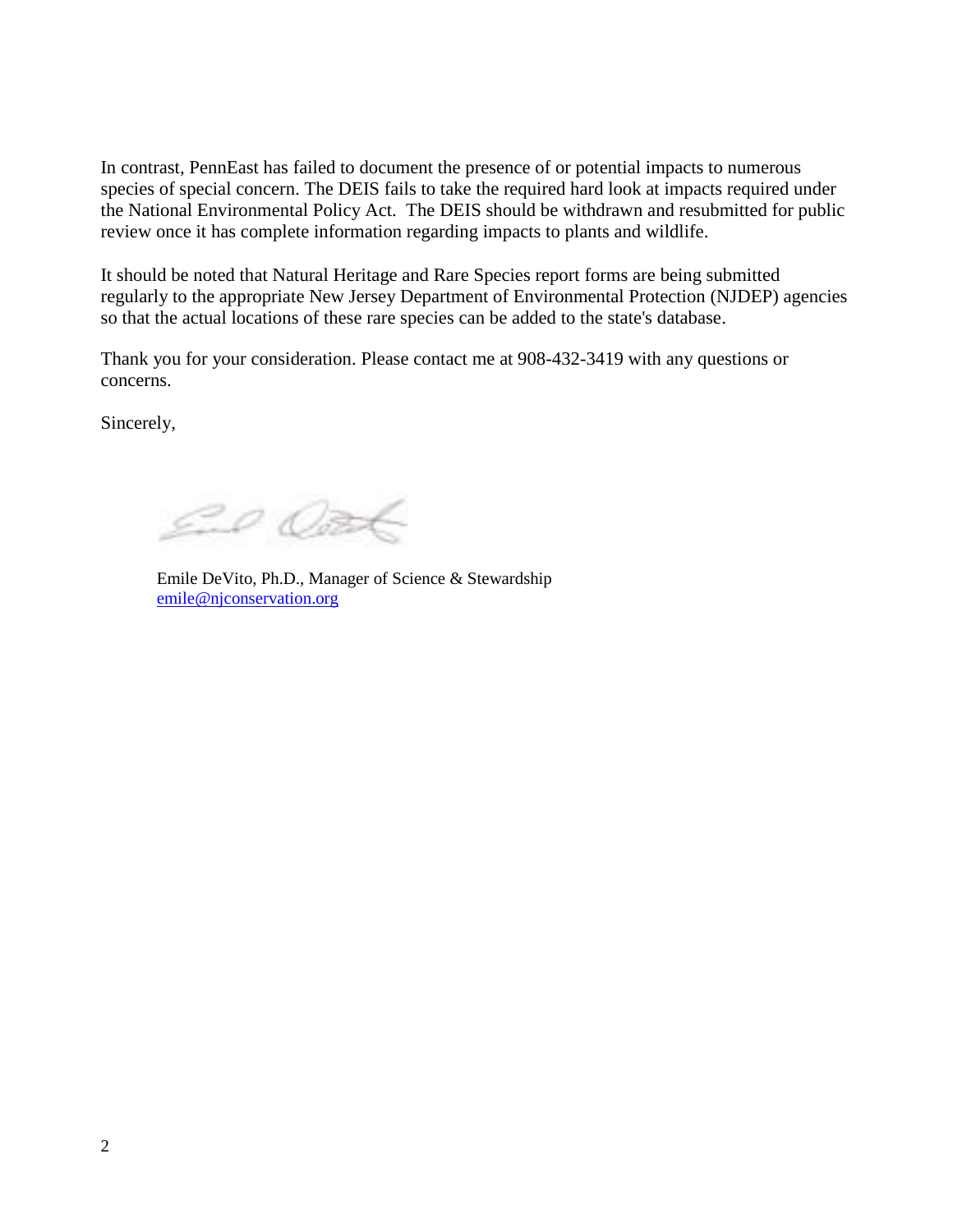In contrast, PennEast has failed to document the presence of or potential impacts to numerous species of special concern. The DEIS fails to take the required hard look at impacts required under the National Environmental Policy Act. The DEIS should be withdrawn and resubmitted for public review once it has complete information regarding impacts to plants and wildlife.

It should be noted that Natural Heritage and Rare Species report forms are being submitted regularly to the appropriate New Jersey Department of Environmental Protection (NJDEP) agencies so that the actual locations of these rare species can be added to the state's database.

Thank you for your consideration. Please contact me at 908-432-3419 with any questions or concerns.

Sincerely,

Emile DeVito, Ph.D., Manager of Science & Stewardship
emile@njconservation.org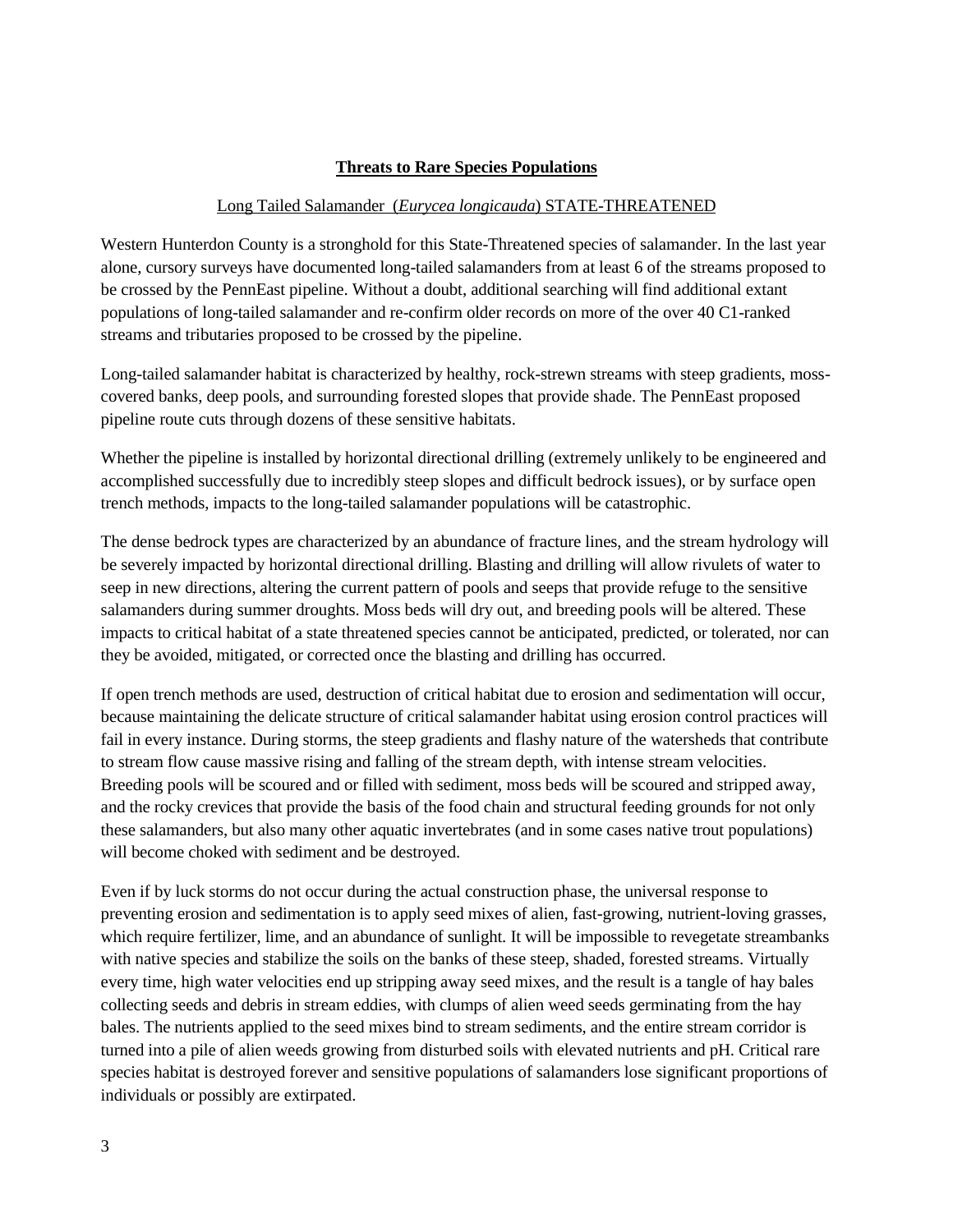## **Threats to Rare Species Populations**

### Long Tailed Salamander (*Eurycea longicauda*) STATE-THREATENED

Western Hunterdon County is a stronghold for this State-Threatened species of salamander. In the last year alone, cursory surveys have documented long-tailed salamanders from at least 6 of the streams proposed to be crossed by the PennEast pipeline. Without a doubt, additional searching will find additional extant populations of long-tailed salamander and re-confirm older records on more of the over 40 C1-ranked streams and tributaries proposed to be crossed by the pipeline.

Long-tailed salamander habitat is characterized by healthy, rock-strewn streams with steep gradients, moss-covered banks, deep pools, and surrounding forested slopes that provide shade. The PennEast proposed pipeline route cuts through dozens of these sensitive habitats.

Whether the pipeline is installed by horizontal directional drilling (extremely unlikely to be engineered and accomplished successfully due to incredibly steep slopes and difficult bedrock issues), or by surface open trench methods, impacts to the long-tailed salamander populations will be catastrophic.

The dense bedrock types are characterized by an abundance of fracture lines, and the stream hydrology will be severely impacted by horizontal directional drilling. Blasting and drilling will allow rivulets of water to seep in new directions, altering the current pattern of pools and seeps that provide refuge to the sensitive salamanders during summer droughts. Moss beds will dry out, and breeding pools will be altered. These impacts to critical habitat of a state threatened species cannot be anticipated, predicted, or tolerated, nor can they be avoided, mitigated, or corrected once the blasting and drilling has occurred.

If open trench methods are used, destruction of critical habitat due to erosion and sedimentation will occur, because maintaining the delicate structure of critical salamander habitat using erosion control practices will fail in every instance. During storms, the steep gradients and flashy nature of the watersheds that contribute to stream flow cause massive rising and falling of the stream depth, with intense stream velocities. Breeding pools will be scoured and or filled with sediment, moss beds will be scoured and stripped away, and the rocky crevices that provide the basis of the food chain and structural feeding grounds for not only these salamanders, but also many other aquatic invertebrates (and in some cases native trout populations) will become choked with sediment and be destroyed.

Even if by luck storms do not occur during the actual construction phase, the universal response to preventing erosion and sedimentation is to apply seed mixes of alien, fast-growing, nutrient-loving grasses, which require fertilizer, lime, and an abundance of sunlight. It will be impossible to revegetate streambanks with native species and stabilize the soils on the banks of these steep, shaded, forested streams. Virtually every time, high water velocities end up stripping away seed mixes, and the result is a tangle of hay bales collecting seeds and debris in stream eddies, with clumps of alien weed seeds germinating from the hay bales. The nutrients applied to the seed mixes bind to stream sediments, and the entire stream corridor is turned into a pile of alien weeds growing from disturbed soils with elevated nutrients and pH. Critical rare species habitat is destroyed forever and sensitive populations of salamanders lose significant proportions of individuals or possibly are extirpated.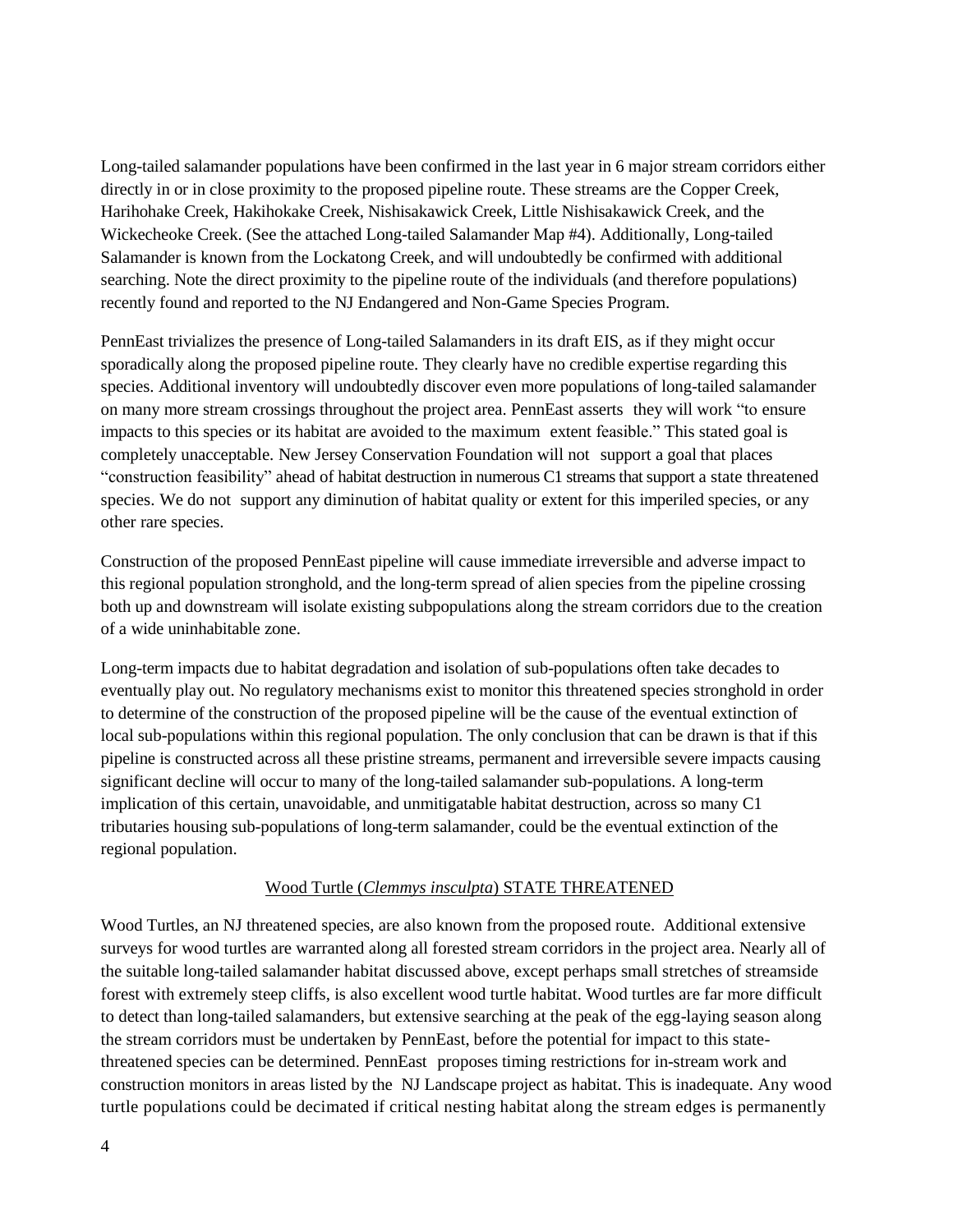Long-tailed salamander populations have been confirmed in the last year in 6 major stream corridors either directly in or in close proximity to the proposed pipeline route. These streams are the Copper Creek, Harihohake Creek, Hakihokake Creek, Nishisakawick Creek, Little Nishisakawick Creek, and the Wickecheoke Creek. (See the attached Long-tailed Salamander Map #4). Additionally, Long-tailed Salamander is known from the Lockatong Creek, and will undoubtedly be confirmed with additional searching. Note the direct proximity to the pipeline route of the individuals (and therefore populations) recently found and reported to the NJ Endangered and Non-Game Species Program.

PennEast trivializes the presence of Long-tailed Salamanders in its draft EIS, as if they might occur sporadically along the proposed pipeline route. They clearly have no credible expertise regarding this species. Additional inventory will undoubtedly discover even more populations of long-tailed salamander on many more stream crossings throughout the project area. PennEast asserts they will work "to ensure impacts to this species or its habitat are avoided to the maximum extent feasible." This stated goal is completely unacceptable. New Jersey Conservation Foundation will not support a goal that places "construction feasibility" ahead of habitat destruction in numerous C1 streams that support a state threatened species. We do not support any diminution of habitat quality or extent for this imperiled species, or any other rare species.

Construction of the proposed PennEast pipeline will cause immediate irreversible and adverse impact to this regional population stronghold, and the long-term spread of alien species from the pipeline crossing both up and downstream will isolate existing subpopulations along the stream corridors due to the creation of a wide uninhabitable zone.

Long-term impacts due to habitat degradation and isolation of sub-populations often take decades to eventually play out. No regulatory mechanisms exist to monitor this threatened species stronghold in order to determine of the construction of the proposed pipeline will be the cause of the eventual extinction of local sub-populations within this regional population. The only conclusion that can be drawn is that if this pipeline is constructed across all these pristine streams, permanent and irreversible severe impacts causing significant decline will occur to many of the long-tailed salamander sub-populations. A long-term implication of this certain, unavoidable, and unmitigatable habitat destruction, across so many C1 tributaries housing sub-populations of long-term salamander, could be the eventual extinction of the regional population.

### Wood Turtle (*Clemmys insculpta*) STATE THREATENED

Wood Turtles, an NJ threatened species, are also known from the proposed route. Additional extensive surveys for wood turtles are warranted along all forested stream corridors in the project area. Nearly all of the suitable long-tailed salamander habitat discussed above, except perhaps small stretches of streamside forest with extremely steep cliffs, is also excellent wood turtle habitat. Wood turtles are far more difficult to detect than long-tailed salamanders, but extensive searching at the peak of the egg-laying season along the stream corridors must be undertaken by PennEast, before the potential for impact to this state-threatened species can be determined. PennEast proposes timing restrictions for in-stream work and construction monitors in areas listed by the NJ Landscape project as habitat. This is inadequate. Any wood turtle populations could be decimated if critical nesting habitat along the stream edges is permanently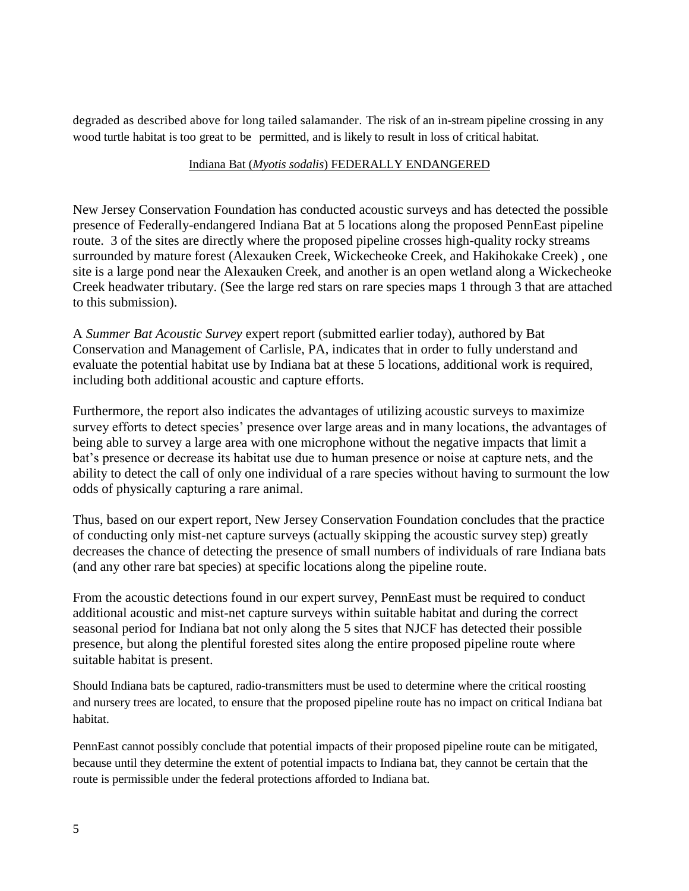degraded as described above for long tailed salamander. The risk of an in-stream pipeline crossing in any wood turtle habitat is too great to be permitted, and is likely to result in loss of critical habitat.

## Indiana Bat (*Myotis sodalis*) FEDERALLY ENDANGERED

New Jersey Conservation Foundation has conducted acoustic surveys and has detected the possible presence of Federally-endangered Indiana Bat at 5 locations along the proposed PennEast pipeline route. 3 of the sites are directly where the proposed pipeline crosses high-quality rocky streams surrounded by mature forest (Alexauken Creek, Wickecheoke Creek, and Hakihokake Creek) , one site is a large pond near the Alexauken Creek, and another is an open wetland along a Wickecheoke Creek headwater tributary. (See the large red stars on rare species maps 1 through 3 that are attached to this submission).

A *Summer Bat Acoustic Survey* expert report (submitted earlier today), authored by Bat Conservation and Management of Carlisle, PA, indicates that in order to fully understand and evaluate the potential habitat use by Indiana bat at these 5 locations, additional work is required, including both additional acoustic and capture efforts.

Furthermore, the report also indicates the advantages of utilizing acoustic surveys to maximize survey efforts to detect species' presence over large areas and in many locations, the advantages of being able to survey a large area with one microphone without the negative impacts that limit a bat's presence or decrease its habitat use due to human presence or noise at capture nets, and the ability to detect the call of only one individual of a rare species without having to surmount the low odds of physically capturing a rare animal.

Thus, based on our expert report, New Jersey Conservation Foundation concludes that the practice of conducting only mist-net capture surveys (actually skipping the acoustic survey step) greatly decreases the chance of detecting the presence of small numbers of individuals of rare Indiana bats (and any other rare bat species) at specific locations along the pipeline route.

From the acoustic detections found in our expert survey, PennEast must be required to conduct additional acoustic and mist-net capture surveys within suitable habitat and during the correct seasonal period for Indiana bat not only along the 5 sites that NJCF has detected their possible presence, but along the plentiful forested sites along the entire proposed pipeline route where suitable habitat is present.

Should Indiana bats be captured, radio-transmitters must be used to determine where the critical roosting and nursery trees are located, to ensure that the proposed pipeline route has no impact on critical Indiana bat habitat.

PennEast cannot possibly conclude that potential impacts of their proposed pipeline route can be mitigated, because until they determine the extent of potential impacts to Indiana bat, they cannot be certain that the route is permissible under the federal protections afforded to Indiana bat.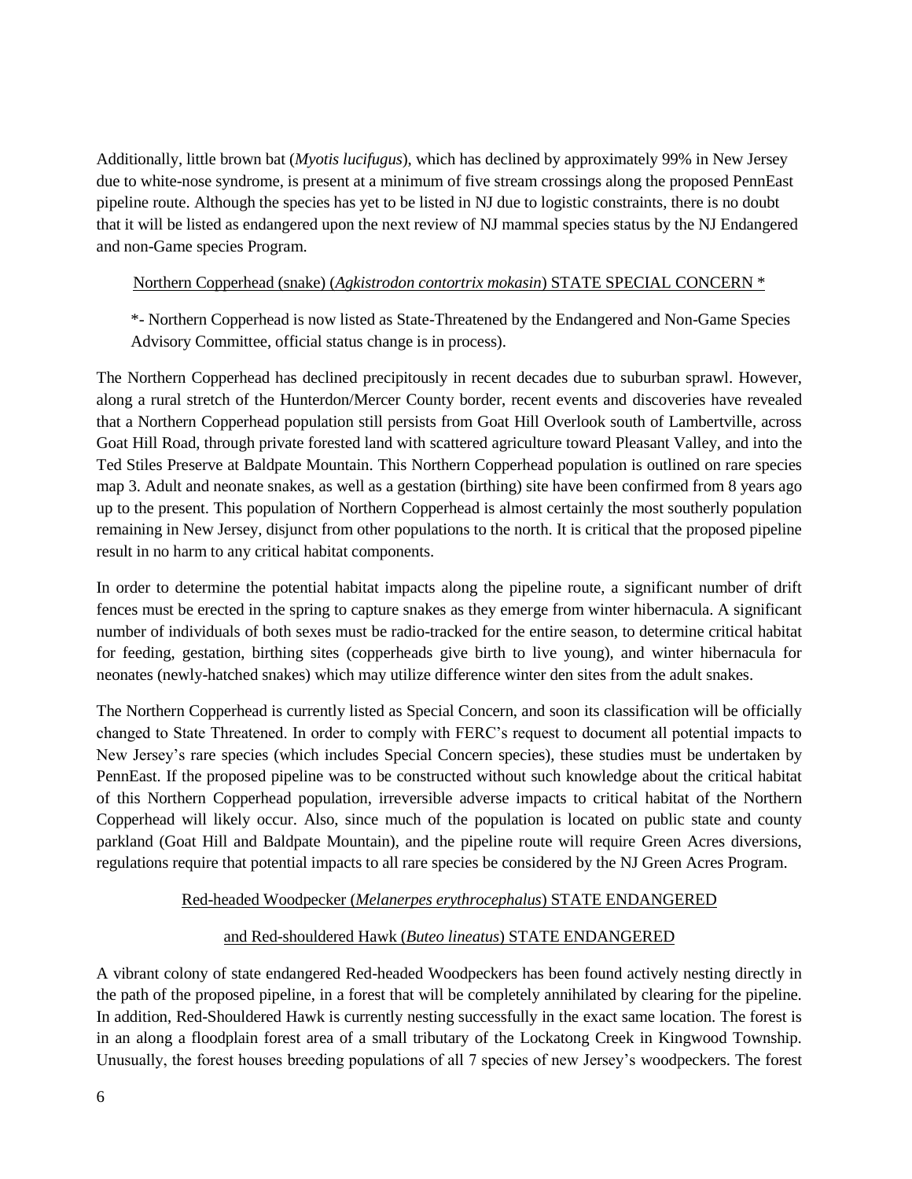Additionally, little brown bat (*Myotis lucifugus*), which has declined by approximately 99% in New Jersey due to white-nose syndrome, is present at a minimum of five stream crossings along the proposed PennEast pipeline route. Although the species has yet to be listed in NJ due to logistic constraints, there is no doubt that it will be listed as endangered upon the next review of NJ mammal species status by the NJ Endangered and non-Game species Program.

<u>Northern Copperhead (snake) (*Agkistrodon contortrix mokasin*) STATE SPECIAL CONCERN *</u>

*- Northern Copperhead is now listed as State-Threatened by the Endangered and Non-Game Species Advisory Committee, official status change is in process).

The Northern Copperhead has declined precipitously in recent decades due to suburban sprawl. However, along a rural stretch of the Hunterdon/Mercer County border, recent events and discoveries have revealed that a Northern Copperhead population still persists from Goat Hill Overlook south of Lambertville, across Goat Hill Road, through private forested land with scattered agriculture toward Pleasant Valley, and into the Ted Stiles Preserve at Baldpate Mountain. This Northern Copperhead population is outlined on rare species map 3. Adult and neonate snakes, as well as a gestation (birthing) site have been confirmed from 8 years ago up to the present. This population of Northern Copperhead is almost certainly the most southerly population remaining in New Jersey, disjunct from other populations to the north. It is critical that the proposed pipeline result in no harm to any critical habitat components.

In order to determine the potential habitat impacts along the pipeline route, a significant number of drift fences must be erected in the spring to capture snakes as they emerge from winter hibernacula. A significant number of individuals of both sexes must be radio-tracked for the entire season, to determine critical habitat for feeding, gestation, birthing sites (copperheads give birth to live young), and winter hibernacula for neonates (newly-hatched snakes) which may utilize difference winter den sites from the adult snakes.

The Northern Copperhead is currently listed as Special Concern, and soon its classification will be officially changed to State Threatened. In order to comply with FERC's request to document all potential impacts to New Jersey's rare species (which includes Special Concern species), these studies must be undertaken by PennEast. If the proposed pipeline was to be constructed without such knowledge about the critical habitat of this Northern Copperhead population, irreversible adverse impacts to critical habitat of the Northern Copperhead will likely occur. Also, since much of the population is located on public state and county parkland (Goat Hill and Baldpate Mountain), and the pipeline route will require Green Acres diversions, regulations require that potential impacts to all rare species be considered by the NJ Green Acres Program.

<u>Red-headed Woodpecker (*Melanerpes erythrocephalus*) STATE ENDANGERED</u>

<u>and Red-shouldered Hawk (*Buteo lineatus*) STATE ENDANGERED</u>

A vibrant colony of state endangered Red-headed Woodpeckers has been found actively nesting directly in the path of the proposed pipeline, in a forest that will be completely annihilated by clearing for the pipeline. In addition, Red-Shouldered Hawk is currently nesting successfully in the exact same location. The forest is in an along a floodplain forest area of a small tributary of the Lockatong Creek in Kingwood Township. Unusually, the forest houses breeding populations of all 7 species of new Jersey's woodpeckers. The forest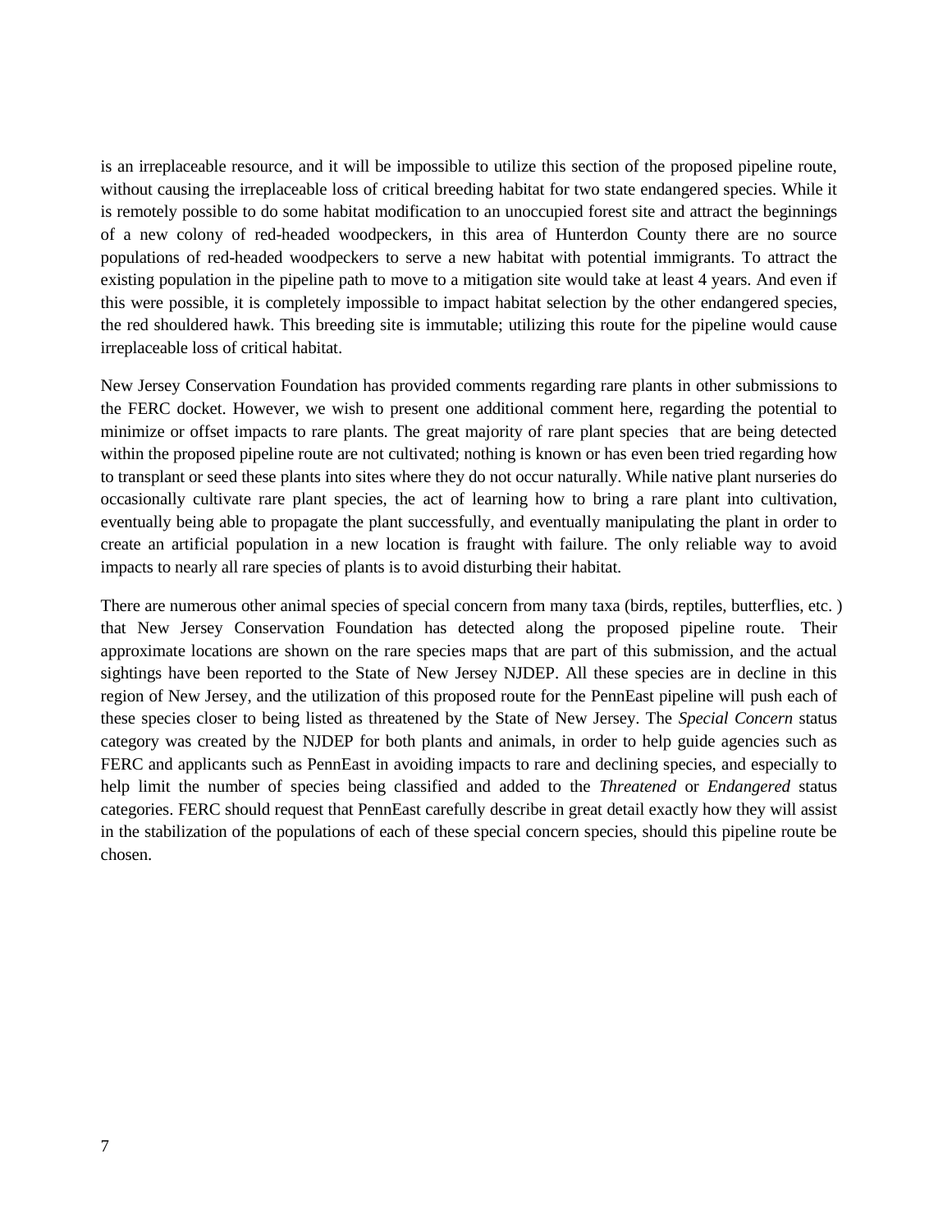is an irreplaceable resource, and it will be impossible to utilize this section of the proposed pipeline route, without causing the irreplaceable loss of critical breeding habitat for two state endangered species. While it is remotely possible to do some habitat modification to an unoccupied forest site and attract the beginnings of a new colony of red-headed woodpeckers, in this area of Hunterdon County there are no source populations of red-headed woodpeckers to serve a new habitat with potential immigrants. To attract the existing population in the pipeline path to move to a mitigation site would take at least 4 years. And even if this were possible, it is completely impossible to impact habitat selection by the other endangered species, the red shouldered hawk. This breeding site is immutable; utilizing this route for the pipeline would cause irreplaceable loss of critical habitat.

New Jersey Conservation Foundation has provided comments regarding rare plants in other submissions to the FERC docket. However, we wish to present one additional comment here, regarding the potential to minimize or offset impacts to rare plants. The great majority of rare plant species that are being detected within the proposed pipeline route are not cultivated; nothing is known or has even been tried regarding how to transplant or seed these plants into sites where they do not occur naturally. While native plant nurseries do occasionally cultivate rare plant species, the act of learning how to bring a rare plant into cultivation, eventually being able to propagate the plant successfully, and eventually manipulating the plant in order to create an artificial population in a new location is fraught with failure. The only reliable way to avoid impacts to nearly all rare species of plants is to avoid disturbing their habitat.

There are numerous other animal species of special concern from many taxa (birds, reptiles, butterflies, etc. ) that New Jersey Conservation Foundation has detected along the proposed pipeline route. Their approximate locations are shown on the rare species maps that are part of this submission, and the actual sightings have been reported to the State of New Jersey NJDEP. All these species are in decline in this region of New Jersey, and the utilization of this proposed route for the PennEast pipeline will push each of these species closer to being listed as threatened by the State of New Jersey. The *Special Concern* status category was created by the NJDEP for both plants and animals, in order to help guide agencies such as FERC and applicants such as PennEast in avoiding impacts to rare and declining species, and especially to help limit the number of species being classified and added to the *Threatened* or *Endangered* status categories. FERC should request that PennEast carefully describe in great detail exactly how they will assist in the stabilization of the populations of each of these special concern species, should this pipeline route be chosen.